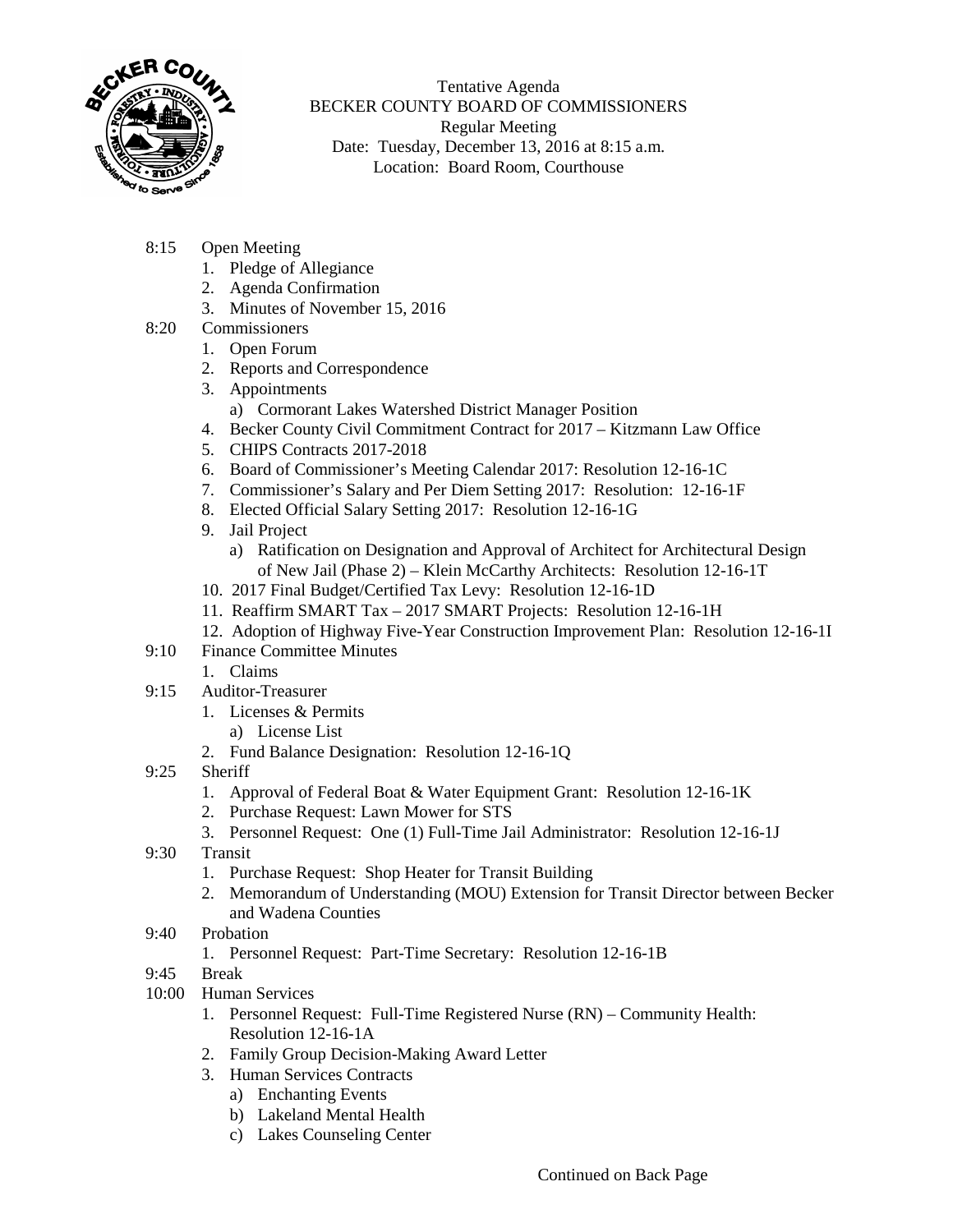Tentative Agenda
BECKER COUNTY BOARD OF COMMISSIONERS
Regular Meeting
Date: Tuesday, December 13, 2016 at 8:15 a.m.
Location: Board Room, Courthouse

8:15 Open Meeting
1. Pledge of Allegiance
2. Agenda Confirmation
3. Minutes of November 15, 2016

8:20 Commissioners
1. Open Forum
2. Reports and Correspondence
3. Appointments
    a) Cormorant Lakes Watershed District Manager Position
4. Becker County Civil Commitment Contract for 2017 – Kitzmann Law Office
5. CHIPS Contracts 2017-2018
6. Board of Commissioner's Meeting Calendar 2017: Resolution 12-16-1C
7. Commissioner's Salary and Per Diem Setting 2017: Resolution: 12-16-1F
8. Elected Official Salary Setting 2017: Resolution 12-16-1G
9. Jail Project
    a) Ratification on Designation and Approval of Architect for Architectural Design of New Jail (Phase 2) – Klein McCarthy Architects: Resolution 12-16-1T
10. 2017 Final Budget/Certified Tax Levy: Resolution 12-16-1D
11. Reaffirm SMART Tax – 2017 SMART Projects: Resolution 12-16-1H
12. Adoption of Highway Five-Year Construction Improvement Plan: Resolution 12-16-1I

9:10 Finance Committee Minutes
1. Claims

9:15 Auditor-Treasurer
1. Licenses & Permits
    a) License List
2. Fund Balance Designation: Resolution 12-16-1Q

9:25 Sheriff
1. Approval of Federal Boat & Water Equipment Grant: Resolution 12-16-1K
2. Purchase Request: Lawn Mower for STS
3. Personnel Request: One (1) Full-Time Jail Administrator: Resolution 12-16-1J

9:30 Transit
1. Purchase Request: Shop Heater for Transit Building
2. Memorandum of Understanding (MOU) Extension for Transit Director between Becker and Wadena Counties

9:40 Probation
1. Personnel Request: Part-Time Secretary: Resolution 12-16-1B

9:45 Break

10:00 Human Services
1. Personnel Request: Full-Time Registered Nurse (RN) – Community Health: Resolution 12-16-1A
2. Family Group Decision-Making Award Letter
3. Human Services Contracts
    a) Enchanting Events
    b) Lakeland Mental Health
    c) Lakes Counseling Center

Continued on Back Page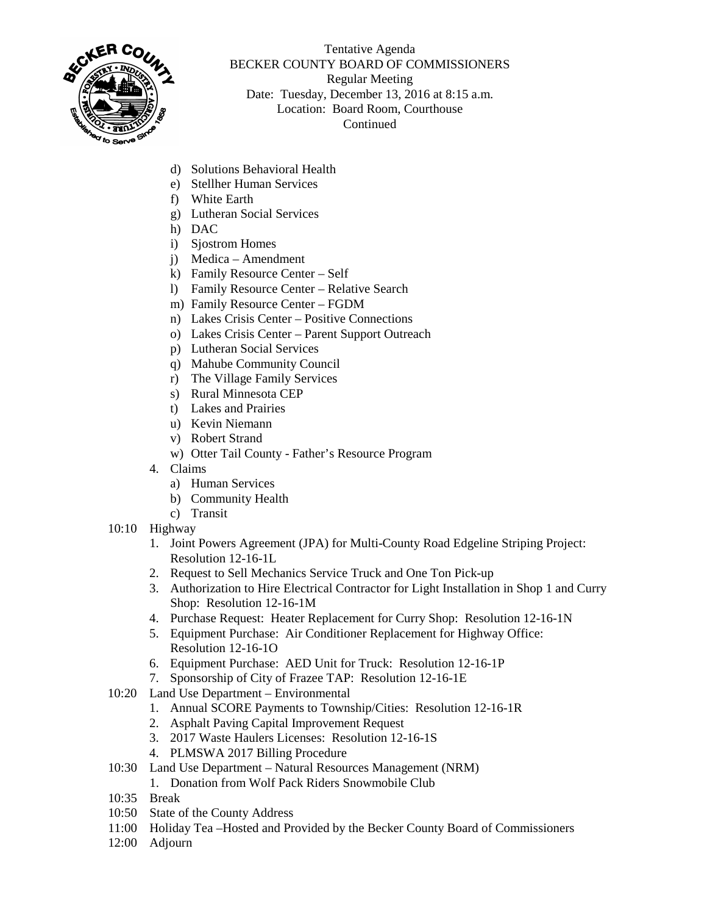Tentative Agenda
BECKER COUNTY BOARD OF COMMISSIONERS
Regular Meeting
Date: Tuesday, December 13, 2016 at 8:15 a.m.
Location: Board Room, Courthouse
Continued

- d) Solutions Behavioral Health
- e) Stellher Human Services
- f) White Earth
- g) Lutheran Social Services
- h) DAC
- i) Sjostrom Homes
- j) Medica – Amendment
- k) Family Resource Center – Self
- l) Family Resource Center – Relative Search
- m) Family Resource Center – FGDM
- n) Lakes Crisis Center – Positive Connections
- o) Lakes Crisis Center – Parent Support Outreach
- p) Lutheran Social Services
- q) Mahube Community Council
- r) The Village Family Services
- s) Rural Minnesota CEP
- t) Lakes and Prairies
- u) Kevin Niemann
- v) Robert Strand
- w) Otter Tail County - Father's Resource Program

4. Claims
   - a) Human Services
   - b) Community Health
   - c) Transit

10:10 Highway
1. Joint Powers Agreement (JPA) for Multi-County Road Edgeline Striping Project: Resolution 12-16-1L
2. Request to Sell Mechanics Service Truck and One Ton Pick-up
3. Authorization to Hire Electrical Contractor for Light Installation in Shop 1 and Curry Shop: Resolution 12-16-1M
4. Purchase Request: Heater Replacement for Curry Shop: Resolution 12-16-1N
5. Equipment Purchase: Air Conditioner Replacement for Highway Office: Resolution 12-16-1O
6. Equipment Purchase: AED Unit for Truck: Resolution 12-16-1P
7. Sponsorship of City of Frazee TAP: Resolution 12-16-1E

10:20 Land Use Department – Environmental
1. Annual SCORE Payments to Township/Cities: Resolution 12-16-1R
2. Asphalt Paving Capital Improvement Request
3. 2017 Waste Haulers Licenses: Resolution 12-16-1S
4. PLMSWA 2017 Billing Procedure

10:30 Land Use Department – Natural Resources Management (NRM)
1. Donation from Wolf Pack Riders Snowmobile Club

10:35 Break

10:50 State of the County Address

11:00 Holiday Tea –Hosted and Provided by the Becker County Board of Commissioners

12:00 Adjourn